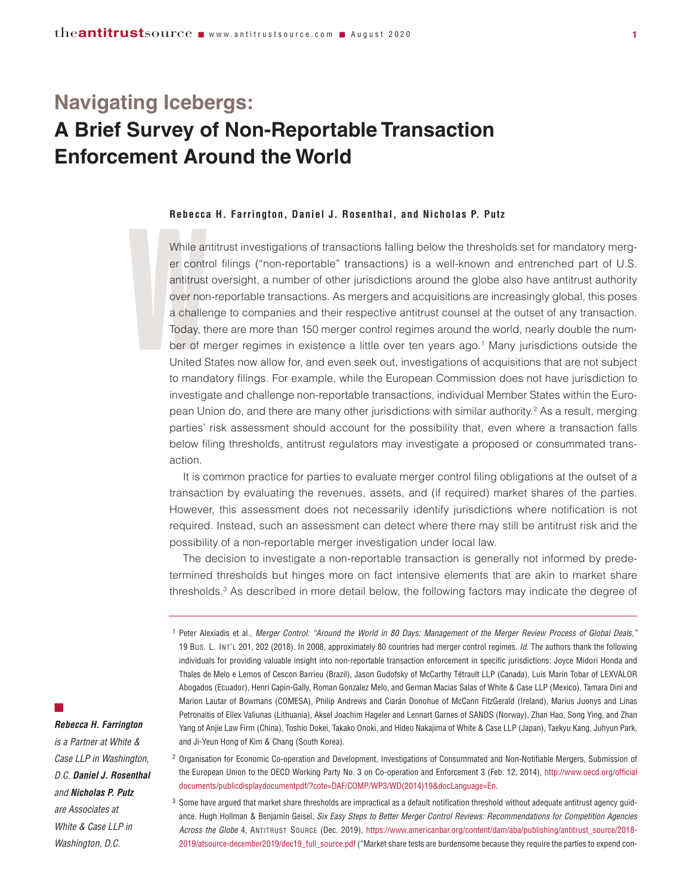# Navigating Icebergs:
# A Brief Survey of Non-Reportable Transaction Enforcement Around the World

**Rebecca H. Farrington, Daniel J. Rosenthal, and Nicholas P. Putz**

While antitrust investigations of transactions falling below the thresholds set for mandatory merger control filings ("non-reportable" transactions) is a well-known and entrenched part of U.S. antitrust oversight, a number of other jurisdictions around the globe also have antitrust authority over non-reportable transactions. As mergers and acquisitions are increasingly global, this poses a challenge to companies and their respective antitrust counsel at the outset of any transaction. Today, there are more than 150 merger control regimes around the world, nearly double the number of merger regimes in existence a little over ten years ago.[1] Many jurisdictions outside the United States now allow for, and even seek out, investigations of acquisitions that are not subject to mandatory filings. For example, while the European Commission does not have jurisdiction to investigate and challenge non-reportable transactions, individual Member States within the European Union do, and there are many other jurisdictions with similar authority.[2] As a result, merging parties' risk assessment should account for the possibility that, even where a transaction falls below filing thresholds, antitrust regulators may investigate a proposed or consummated transaction.

It is common practice for parties to evaluate merger control filing obligations at the outset of a transaction by evaluating the revenues, assets, and (if required) market shares of the parties. However, this assessment does not necessarily identify jurisdictions where notification is not required. Instead, such an assessment can detect where there may still be antitrust risk and the possibility of a non-reportable merger investigation under local law.

The decision to investigate a non-reportable transaction is generally not informed by predetermined thresholds but hinges more on fact intensive elements that are akin to market share thresholds.[3] As described in more detail below, the following factors may indicate the degree of

---

*Rebecca H. Farrington is a Partner at White & Case LLP in Washington, D.C.* ***Daniel J. Rosenthal*** *and* ***Nicholas P. Putz*** *are Associates at White & Case LLP in Washington, D.C.*

---

[1] Peter Alexiadis et al., *Merger Control: "Around the World in 80 Days: Management of the Merger Review Process of Global Deals,"* 19 Bus. L. Int'l 201, 202 (2018). In 2008, approximately 80 countries had merger control regimes. *Id.* The authors thank the following individuals for providing valuable insight into non-reportable transaction enforcement in specific jurisdictions: Joyce Midori Honda and Thales de Melo e Lemos of Cescon Barrieu (Brazil), Jason Gudofsky of McCarthy Tétrault LLP (Canada), Luis Marín Tobar of LEXVALOR Abogados (Ecuador), Henri Capin-Gally, Roman Gonzalez Melo, and German Macias Salas of White & Case LLP (Mexico), Tamara Dini and Marion Lautar of Bowmans (COMESA), Philip Andrews and Ciarán Donohue of McCann FitzGerald (Ireland), Marius Juonys and Linas Petronaitis of Ellex Valiunas (Lithuania), Aksel Joachim Hageler and Lennart Garnes of SANDS (Norway), Zhan Hao, Song Ying, and Zhan Yang of Anjie Law Firm (China), Toshio Dokei, Takako Onoki, and Hideo Nakajima of White & Case LLP (Japan), Taekyu Kang, Juhyun Park, and Ji-Yeun Hong of Kim & Chang (South Korea).

[2] Organisation for Economic Co-operation and Development, Investigations of Consummated and Non-Notifiable Mergers, Submission of the European Union to the OECD Working Party No. 3 on Co-operation and Enforcement 3 (Feb. 12, 2014), http://www.oecd.org/officialdocuments/publicdisplaydocumentpdf/?cote=DAF/COMP/WP3/WD(2014)19&docLanguage=En.

[3] Some have argued that market share thresholds are impractical as a default notification threshold without adequate antitrust agency guidance. Hugh Hollman & Benjamin Geisel, *Six Easy Steps to Better Merger Control Reviews: Recommendations for Competition Agencies Across the Globe* 4, Antitrust Source (Dec. 2019), https://www.americanbar.org/content/dam/aba/publishing/antitrust_source/2018-2019/atsource-december2019/dec19_full_source.pdf ("Market share tests are burdensome because they require the parties to expend con-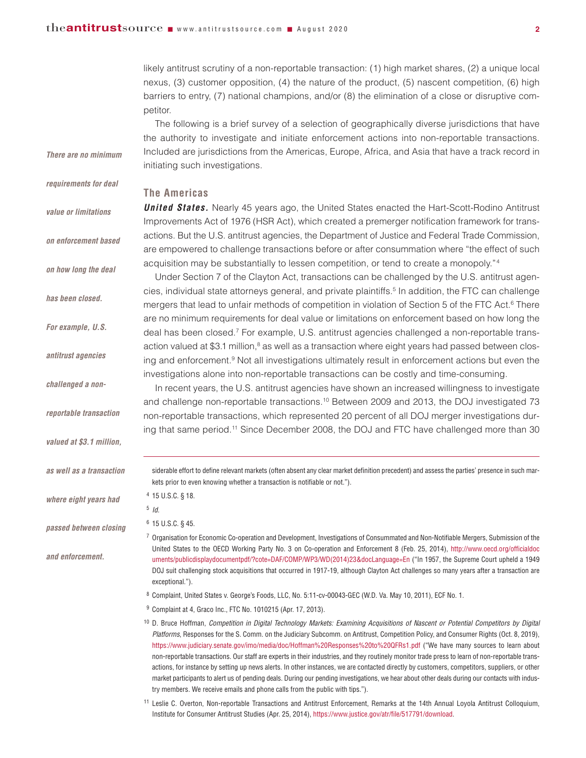likely antitrust scrutiny of a non-reportable transaction: (1) high market shares, (2) a unique local nexus, (3) customer opposition, (4) the nature of the product, (5) nascent competition, (6) high barriers to entry, (7) national champions, and/or (8) the elimination of a close or disruptive competitor.

The following is a brief survey of a selection of geographically diverse jurisdictions that have the authority to investigate and initiate enforcement actions into non-reportable transactions. Included are jurisdictions from the Americas, Europe, Africa, and Asia that have a track record in initiating such investigations.

*There are no minimum requirements for deal value or limitations on enforcement based on how long the deal has been closed. For example, U.S. antitrust agencies challenged a non-reportable transaction valued at $3.1 million, as well as a transaction where eight years had passed between closing and enforcement.*

## The Americas

***United States.*** Nearly 45 years ago, the United States enacted the Hart-Scott-Rodino Antitrust Improvements Act of 1976 (HSR Act), which created a premerger notification framework for transactions. But the U.S. antitrust agencies, the Department of Justice and Federal Trade Commission, are empowered to challenge transactions before or after consummation where "the effect of such acquisition may be substantially to lessen competition, or tend to create a monopoly."[4]

Under Section 7 of the Clayton Act, transactions can be challenged by the U.S. antitrust agencies, individual state attorneys general, and private plaintiffs.[5] In addition, the FTC can challenge mergers that lead to unfair methods of competition in violation of Section 5 of the FTC Act.[6] There are no minimum requirements for deal value or limitations on enforcement based on how long the deal has been closed.[7] For example, U.S. antitrust agencies challenged a non-reportable transaction valued at $3.1 million,[8] as well as a transaction where eight years had passed between closing and enforcement.[9] Not all investigations ultimately result in enforcement actions but even the investigations alone into non-reportable transactions can be costly and time-consuming.

In recent years, the U.S. antitrust agencies have shown an increased willingness to investigate and challenge non-reportable transactions.[10] Between 2009 and 2013, the DOJ investigated 73 non-reportable transactions, which represented 20 percent of all DOJ merger investigations during that same period.[11] Since December 2008, the DOJ and FTC have challenged more than 30

---

siderable effort to define relevant markets (often absent any clear market definition precedent) and assess the parties' presence in such markets prior to even knowing whether a transaction is notifiable or not.").

[4] 15 U.S.C. § 18.

[5] *Id.*

[6] 15 U.S.C. § 45.

[7] Organisation for Economic Co-operation and Development, Investigations of Consummated and Non-Notifiable Mergers, Submission of the United States to the OECD Working Party No. 3 on Co-operation and Enforcement 8 (Feb. 25, 2014), http://www.oecd.org/officialdocuments/publicdisplaydocumentpdf/?cote=DAF/COMP/WP3/WD(2014)23&docLanguage=En ("In 1957, the Supreme Court upheld a 1949 DOJ suit challenging stock acquisitions that occurred in 1917-19, although Clayton Act challenges so many years after a transaction are exceptional.").

[8] Complaint, United States v. George's Foods, LLC, No. 5:11-cv-00043-GEC (W.D. Va. May 10, 2011), ECF No. 1.

[9] Complaint at 4, Graco Inc., FTC No. 1010215 (Apr. 17, 2013).

[10] D. Bruce Hoffman, *Competition in Digital Technology Markets: Examining Acquisitions of Nascent or Potential Competitors by Digital Platforms*, Responses for the S. Comm. on the Judiciary Subcomm. on Antitrust, Competition Policy, and Consumer Rights (Oct. 8, 2019), https://www.judiciary.senate.gov/imo/media/doc/Hoffman%20Responses%20to%20QFRs1.pdf ("We have many sources to learn about non-reportable transactions. Our staff are experts in their industries, and they routinely monitor trade press to learn of non-reportable transactions, for instance by setting up news alerts. In other instances, we are contacted directly by customers, competitors, suppliers, or other market participants to alert us of pending deals. During our pending investigations, we hear about other deals during our contacts with industry members. We receive emails and phone calls from the public with tips.").

[11] Leslie C. Overton, Non-reportable Transactions and Antitrust Enforcement, Remarks at the 14th Annual Loyola Antitrust Colloquium, Institute for Consumer Antitrust Studies (Apr. 25, 2014), https://www.justice.gov/atr/file/517791/download.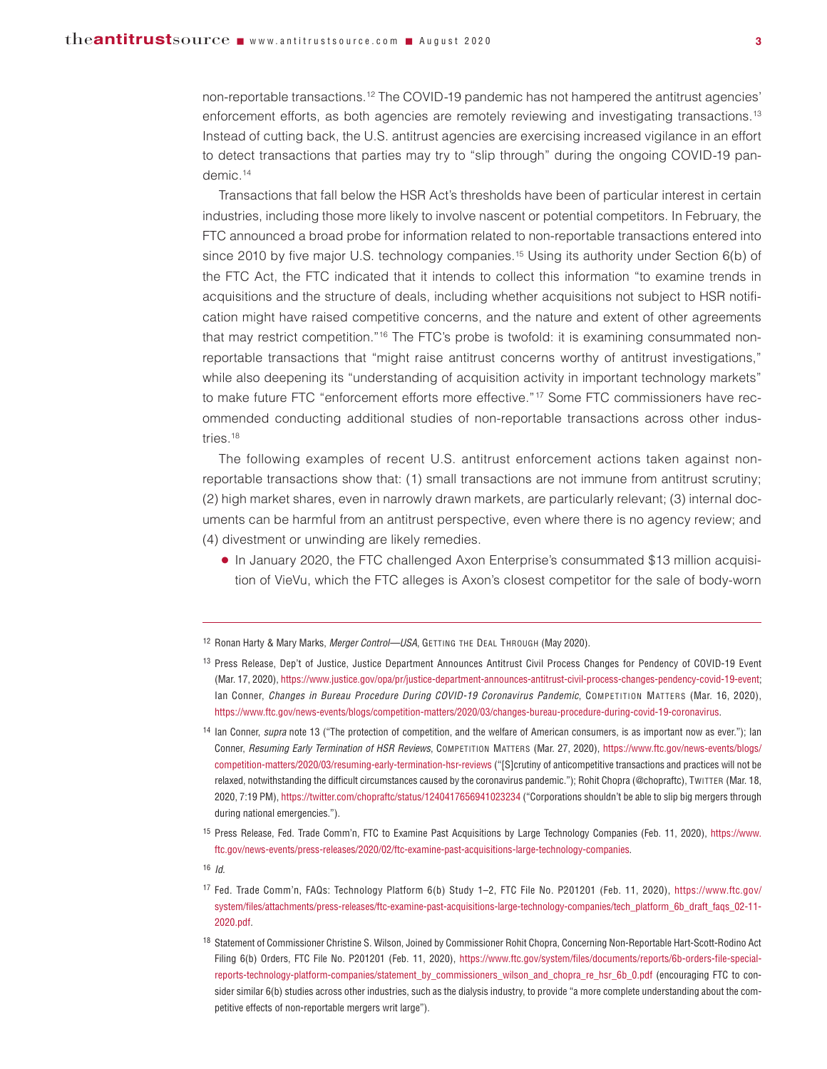non-reportable transactions.[12] The COVID-19 pandemic has not hampered the antitrust agencies' enforcement efforts, as both agencies are remotely reviewing and investigating transactions.[13] Instead of cutting back, the U.S. antitrust agencies are exercising increased vigilance in an effort to detect transactions that parties may try to "slip through" during the ongoing COVID-19 pandemic.[14]

Transactions that fall below the HSR Act's thresholds have been of particular interest in certain industries, including those more likely to involve nascent or potential competitors. In February, the FTC announced a broad probe for information related to non-reportable transactions entered into since 2010 by five major U.S. technology companies.[15] Using its authority under Section 6(b) of the FTC Act, the FTC indicated that it intends to collect this information "to examine trends in acquisitions and the structure of deals, including whether acquisitions not subject to HSR notification might have raised competitive concerns, and the nature and extent of other agreements that may restrict competition."[16] The FTC's probe is twofold: it is examining consummated non-reportable transactions that "might raise antitrust concerns worthy of antitrust investigations," while also deepening its "understanding of acquisition activity in important technology markets" to make future FTC "enforcement efforts more effective."[17] Some FTC commissioners have recommended conducting additional studies of non-reportable transactions across other industries.[18]

The following examples of recent U.S. antitrust enforcement actions taken against non-reportable transactions show that: (1) small transactions are not immune from antitrust scrutiny; (2) high market shares, even in narrowly drawn markets, are particularly relevant; (3) internal documents can be harmful from an antitrust perspective, even where there is no agency review; and (4) divestment or unwinding are likely remedies.

- In January 2020, the FTC challenged Axon Enterprise's consummated $13 million acquisition of VieVu, which the FTC alleges is Axon's closest competitor for the sale of body-worn

---

[12] Ronan Harty & Mary Marks, *Merger Control—USA*, GETTING THE DEAL THROUGH (May 2020).

[13] Press Release, Dep't of Justice, Justice Department Announces Antitrust Civil Process Changes for Pendency of COVID-19 Event (Mar. 17, 2020), https://www.justice.gov/opa/pr/justice-department-announces-antitrust-civil-process-changes-pendency-covid-19-event; Ian Conner, *Changes in Bureau Procedure During COVID-19 Coronavirus Pandemic*, COMPETITION MATTERS (Mar. 16, 2020), https://www.ftc.gov/news-events/blogs/competition-matters/2020/03/changes-bureau-procedure-during-covid-19-coronavirus.

[14] Ian Conner, *supra* note 13 ("The protection of competition, and the welfare of American consumers, is as important now as ever."); Ian Conner, *Resuming Early Termination of HSR Reviews*, COMPETITION MATTERS (Mar. 27, 2020), https://www.ftc.gov/news-events/blogs/competition-matters/2020/03/resuming-early-termination-hsr-reviews ("[S]crutiny of anticompetitive transactions and practices will not be relaxed, notwithstanding the difficult circumstances caused by the coronavirus pandemic."); Rohit Chopra (@chopraftc), TWITTER (Mar. 18, 2020, 7:19 PM), https://twitter.com/chopraftc/status/1240417656941023234 ("Corporations shouldn't be able to slip big mergers through during national emergencies.").

[15] Press Release, Fed. Trade Comm'n, FTC to Examine Past Acquisitions by Large Technology Companies (Feb. 11, 2020), https://www.ftc.gov/news-events/press-releases/2020/02/ftc-examine-past-acquisitions-large-technology-companies.

[16] *Id.*

[17] Fed. Trade Comm'n, FAQs: Technology Platform 6(b) Study 1–2, FTC File No. P201201 (Feb. 11, 2020), https://www.ftc.gov/system/files/attachments/press-releases/ftc-examine-past-acquisitions-large-technology-companies/tech_platform_6b_draft_faqs_02-11-2020.pdf.

[18] Statement of Commissioner Christine S. Wilson, Joined by Commissioner Rohit Chopra, Concerning Non-Reportable Hart-Scott-Rodino Act Filing 6(b) Orders, FTC File No. P201201 (Feb. 11, 2020), https://www.ftc.gov/system/files/documents/reports/6b-orders-file-special-reports-technology-platform-companies/statement_by_commissioners_wilson_and_chopra_re_hsr_6b_0.pdf (encouraging FTC to consider similar 6(b) studies across other industries, such as the dialysis industry, to provide "a more complete understanding about the competitive effects of non-reportable mergers writ large").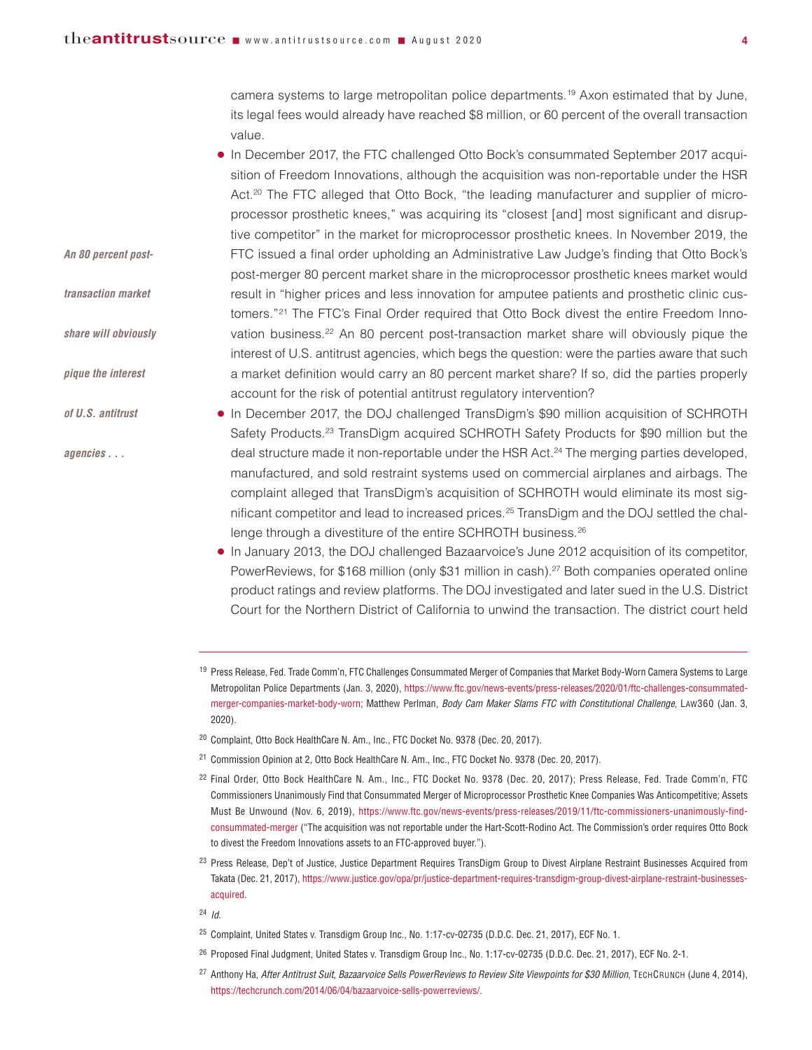camera systems to large metropolitan police departments.[19] Axon estimated that by June, its legal fees would already have reached $8 million, or 60 percent of the overall transaction value.

- In December 2017, the FTC challenged Otto Bock's consummated September 2017 acquisition of Freedom Innovations, although the acquisition was non-reportable under the HSR Act.[20] The FTC alleged that Otto Bock, "the leading manufacturer and supplier of microprocessor prosthetic knees," was acquiring its "closest [and] most significant and disruptive competitor" in the market for microprocessor prosthetic knees. In November 2019, the FTC issued a final order upholding an Administrative Law Judge's finding that Otto Bock's post-merger 80 percent market share in the microprocessor prosthetic knees market would result in "higher prices and less innovation for amputee patients and prosthetic clinic customers."[21] The FTC's Final Order required that Otto Bock divest the entire Freedom Innovation business.[22] An 80 percent post-transaction market share will obviously pique the interest of U.S. antitrust agencies, which begs the question: were the parties aware that such a market definition would carry an 80 percent market share? If so, did the parties properly account for the risk of potential antitrust regulatory intervention?

*An 80 percent post-transaction market share will obviously pique the interest of U.S. antitrust agencies . . .*

- In December 2017, the DOJ challenged TransDigm's $90 million acquisition of SCHROTH Safety Products.[23] TransDigm acquired SCHROTH Safety Products for $90 million but the deal structure made it non-reportable under the HSR Act.[24] The merging parties developed, manufactured, and sold restraint systems used on commercial airplanes and airbags. The complaint alleged that TransDigm's acquisition of SCHROTH would eliminate its most significant competitor and lead to increased prices.[25] TransDigm and the DOJ settled the challenge through a divestiture of the entire SCHROTH business.[26]
- In January 2013, the DOJ challenged Bazaarvoice's June 2012 acquisition of its competitor, PowerReviews, for $168 million (only $31 million in cash).[27] Both companies operated online product ratings and review platforms. The DOJ investigated and later sued in the U.S. District Court for the Northern District of California to unwind the transaction. The district court held

---

[19] Press Release, Fed. Trade Comm'n, FTC Challenges Consummated Merger of Companies that Market Body-Worn Camera Systems to Large Metropolitan Police Departments (Jan. 3, 2020), https://www.ftc.gov/news-events/press-releases/2020/01/ftc-challenges-consummated-merger-companies-market-body-worn; Matthew Perlman, *Body Cam Maker Slams FTC with Constitutional Challenge*, LAW360 (Jan. 3, 2020).

[20] Complaint, Otto Bock HealthCare N. Am., Inc., FTC Docket No. 9378 (Dec. 20, 2017).

[21] Commission Opinion at 2, Otto Bock HealthCare N. Am., Inc., FTC Docket No. 9378 (Dec. 20, 2017).

[22] Final Order, Otto Bock HealthCare N. Am., Inc., FTC Docket No. 9378 (Dec. 20, 2017); Press Release, Fed. Trade Comm'n, FTC Commissioners Unanimously Find that Consummated Merger of Microprocessor Prosthetic Knee Companies Was Anticompetitive; Assets Must Be Unwound (Nov. 6, 2019), https://www.ftc.gov/news-events/press-releases/2019/11/ftc-commissioners-unanimously-find-consummated-merger ("The acquisition was not reportable under the Hart-Scott-Rodino Act. The Commission's order requires Otto Bock to divest the Freedom Innovations assets to an FTC-approved buyer.").

[23] Press Release, Dep't of Justice, Justice Department Requires TransDigm Group to Divest Airplane Restraint Businesses Acquired from Takata (Dec. 21, 2017), https://www.justice.gov/opa/pr/justice-department-requires-transdigm-group-divest-airplane-restraint-businesses-acquired.

[24] *Id.*

[25] Complaint, United States v. Transdigm Group Inc., No. 1:17-cv-02735 (D.D.C. Dec. 21, 2017), ECF No. 1.

[26] Proposed Final Judgment, United States v. Transdigm Group Inc., No. 1:17-cv-02735 (D.D.C. Dec. 21, 2017), ECF No. 2-1.

[27] Anthony Ha, *After Antitrust Suit, Bazaarvoice Sells PowerReviews to Review Site Viewpoints for $30 Million*, TECHCRUNCH (June 4, 2014), https://techcrunch.com/2014/06/04/bazaarvoice-sells-powerreviews/.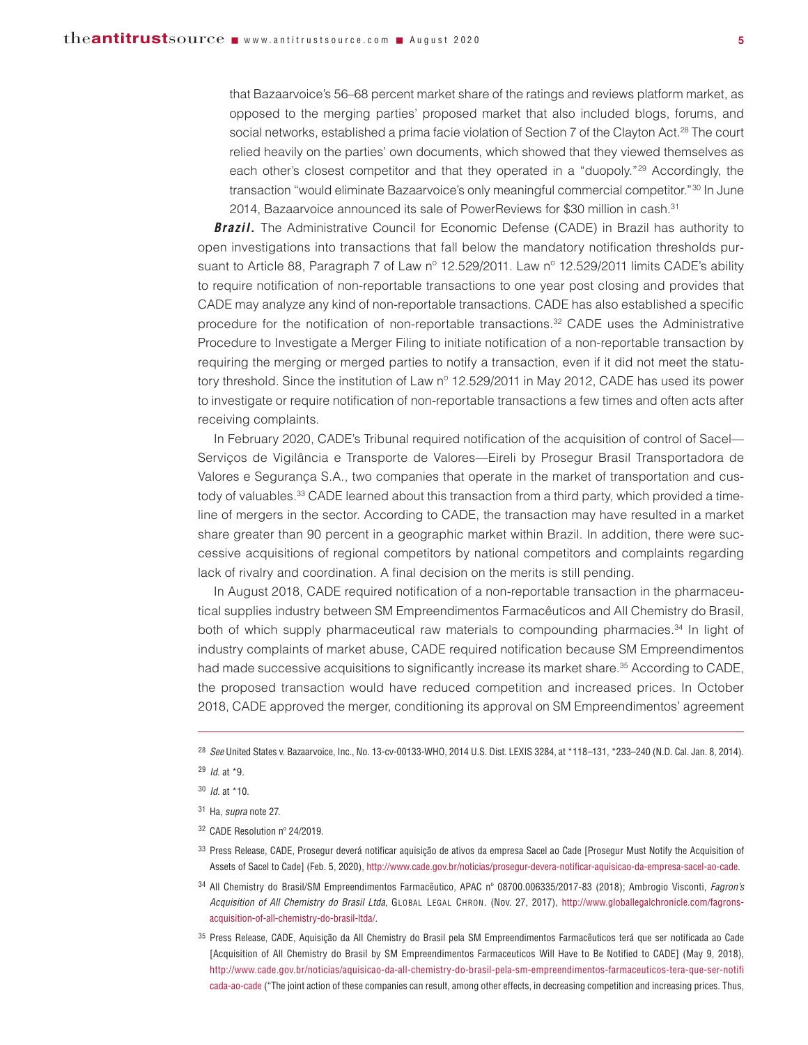that Bazaarvoice's 56–68 percent market share of the ratings and reviews platform market, as opposed to the merging parties' proposed market that also included blogs, forums, and social networks, established a prima facie violation of Section 7 of the Clayton Act.[28] The court relied heavily on the parties' own documents, which showed that they viewed themselves as each other's closest competitor and that they operated in a "duopoly."[29] Accordingly, the transaction "would eliminate Bazaarvoice's only meaningful commercial competitor."[30] In June 2014, Bazaarvoice announced its sale of PowerReviews for $30 million in cash.[31]

***Brazil.*** The Administrative Council for Economic Defense (CADE) in Brazil has authority to open investigations into transactions that fall below the mandatory notification thresholds pursuant to Article 88, Paragraph 7 of Law nº 12.529/2011. Law nº 12.529/2011 limits CADE's ability to require notification of non-reportable transactions to one year post closing and provides that CADE may analyze any kind of non-reportable transactions. CADE has also established a specific procedure for the notification of non-reportable transactions.[32] CADE uses the Administrative Procedure to Investigate a Merger Filing to initiate notification of a non-reportable transaction by requiring the merging or merged parties to notify a transaction, even if it did not meet the statutory threshold. Since the institution of Law nº 12.529/2011 in May 2012, CADE has used its power to investigate or require notification of non-reportable transactions a few times and often acts after receiving complaints.

In February 2020, CADE's Tribunal required notification of the acquisition of control of Sacel—Serviços de Vigilância e Transporte de Valores—Eireli by Prosegur Brasil Transportadora de Valores e Segurança S.A., two companies that operate in the market of transportation and custody of valuables.[33] CADE learned about this transaction from a third party, which provided a timeline of mergers in the sector. According to CADE, the transaction may have resulted in a market share greater than 90 percent in a geographic market within Brazil. In addition, there were successive acquisitions of regional competitors by national competitors and complaints regarding lack of rivalry and coordination. A final decision on the merits is still pending.

In August 2018, CADE required notification of a non-reportable transaction in the pharmaceutical supplies industry between SM Empreendimentos Farmacêuticos and All Chemistry do Brasil, both of which supply pharmaceutical raw materials to compounding pharmacies.[34] In light of industry complaints of market abuse, CADE required notification because SM Empreendimentos had made successive acquisitions to significantly increase its market share.[35] According to CADE, the proposed transaction would have reduced competition and increased prices. In October 2018, CADE approved the merger, conditioning its approval on SM Empreendimentos' agreement

---

[28] *See* United States v. Bazaarvoice, Inc., No. 13-cv-00133-WHO, 2014 U.S. Dist. LEXIS 3284, at *118–131, *233–240 (N.D. Cal. Jan. 8, 2014).

[29] *Id.* at *9.

[30] *Id.* at *10.

[31] Ha, *supra* note 27.

[32] CADE Resolution nº 24/2019.

[33] Press Release, CADE, Prosegur deverá notificar aquisição de ativos da empresa Sacel ao Cade [Prosegur Must Notify the Acquisition of Assets of Sacel to Cade] (Feb. 5, 2020), http://www.cade.gov.br/noticias/prosegur-devera-notificar-aquisicao-da-empresa-sacel-ao-cade.

[34] All Chemistry do Brasil/SM Empreendimentos Farmacêutico, APAC nº 08700.006335/2017-83 (2018); Ambrogio Visconti, *Fagron's Acquisition of All Chemistry do Brasil Ltda*, Global Legal Chron. (Nov. 27, 2017), http://www.globallegalchronicle.com/fagrons-acquisition-of-all-chemistry-do-brasil-ltda/.

[35] Press Release, CADE, Aquisição da All Chemistry do Brasil pela SM Empreendimentos Farmacêuticos terá que ser notificada ao Cade [Acquisition of All Chemistry do Brasil by SM Empreendimentos Farmaceuticos Will Have to Be Notified to CADE] (May 9, 2018), http://www.cade.gov.br/noticias/aquisicao-da-all-chemistry-do-brasil-pela-sm-empreendimentos-farmaceuticos-tera-que-ser-notificada-ao-cade ("The joint action of these companies can result, among other effects, in decreasing competition and increasing prices. Thus,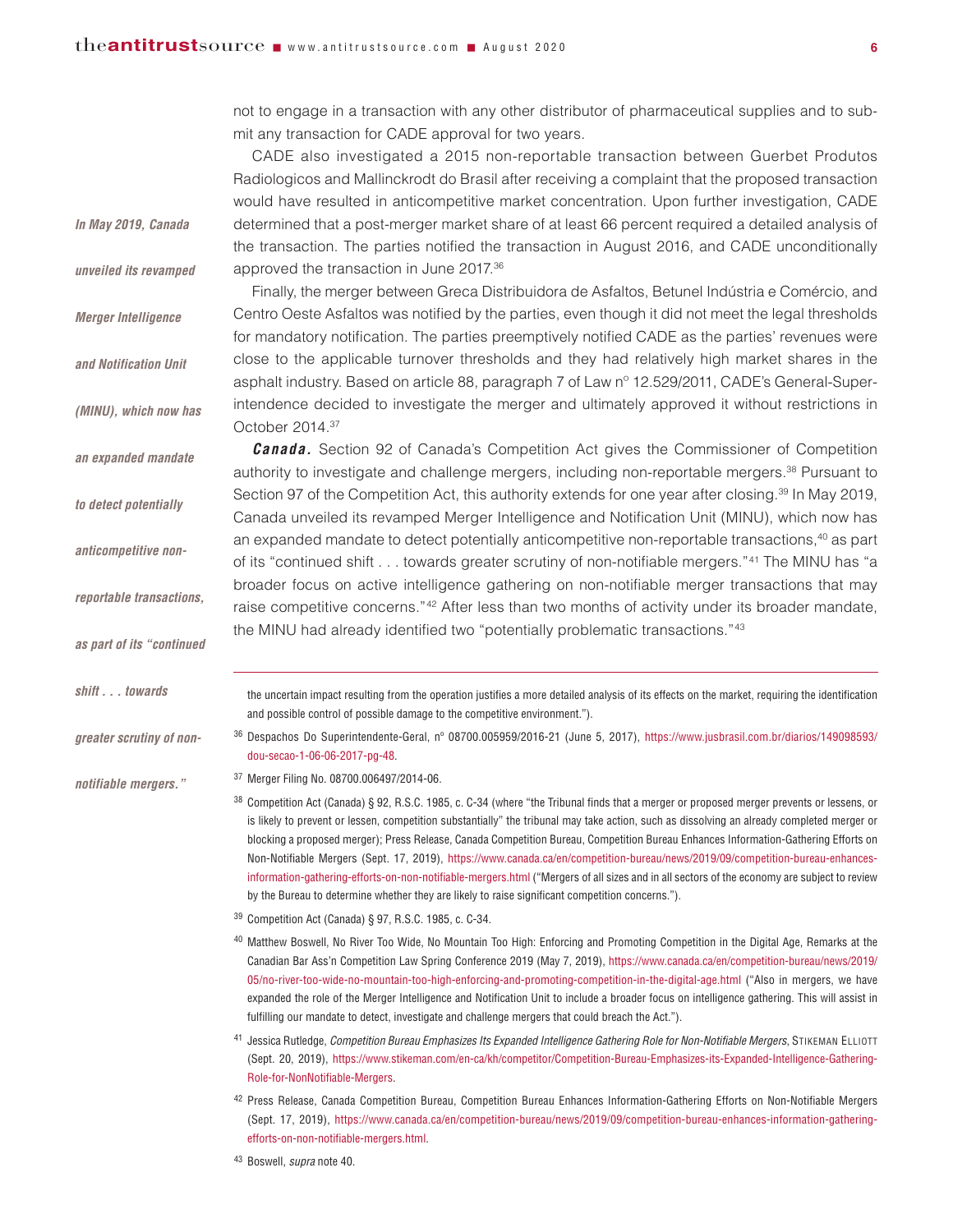not to engage in a transaction with any other distributor of pharmaceutical supplies and to submit any transaction for CADE approval for two years.

CADE also investigated a 2015 non-reportable transaction between Guerbet Produtos Radiologicos and Mallinckrodt do Brasil after receiving a complaint that the proposed transaction would have resulted in anticompetitive market concentration. Upon further investigation, CADE determined that a post-merger market share of at least 66 percent required a detailed analysis of the transaction. The parties notified the transaction in August 2016, and CADE unconditionally approved the transaction in June 2017.[36]

Finally, the merger between Greca Distribuidora de Asfaltos, Betunel Indústria e Comércio, and Centro Oeste Asfaltos was notified by the parties, even though it did not meet the legal thresholds for mandatory notification. The parties preemptively notified CADE as the parties' revenues were close to the applicable turnover thresholds and they had relatively high market shares in the asphalt industry. Based on article 88, paragraph 7 of Law nº 12.529/2011, CADE's General-Superintendence decided to investigate the merger and ultimately approved it without restrictions in October 2014.[37]

***Canada.*** Section 92 of Canada's Competition Act gives the Commissioner of Competition authority to investigate and challenge mergers, including non-reportable mergers.[38] Pursuant to Section 97 of the Competition Act, this authority extends for one year after closing.[39] In May 2019, Canada unveiled its revamped Merger Intelligence and Notification Unit (MINU), which now has an expanded mandate to detect potentially anticompetitive non-reportable transactions,[40] as part of its "continued shift . . . towards greater scrutiny of non-notifiable mergers."[41] The MINU has "a broader focus on active intelligence gathering on non-notifiable merger transactions that may raise competitive concerns."[42] After less than two months of activity under its broader mandate, the MINU had already identified two "potentially problematic transactions."[43]

*In May 2019, Canada unveiled its revamped Merger Intelligence and Notification Unit (MINU), which now has an expanded mandate to detect potentially anticompetitive non-reportable transactions, as part of its "continued shift . . . towards greater scrutiny of non-notifiable mergers."*

---

the uncertain impact resulting from the operation justifies a more detailed analysis of its effects on the market, requiring the identification and possible control of possible damage to the competitive environment.").

[36] Despachos Do Superintendente-Geral, nº 08700.005959/2016-21 (June 5, 2017), https://www.jusbrasil.com.br/diarios/149098593/dou-secao-1-06-06-2017-pg-48.

[37] Merger Filing No. 08700.006497/2014-06.

[38] Competition Act (Canada) § 92, R.S.C. 1985, c. C-34 (where "the Tribunal finds that a merger or proposed merger prevents or lessens, or is likely to prevent or lessen, competition substantially" the tribunal may take action, such as dissolving an already completed merger or blocking a proposed merger); Press Release, Canada Competition Bureau, Competition Bureau Enhances Information-Gathering Efforts on Non-Notifiable Mergers (Sept. 17, 2019), https://www.canada.ca/en/competition-bureau/news/2019/09/competition-bureau-enhances-information-gathering-efforts-on-non-notifiable-mergers.html ("Mergers of all sizes and in all sectors of the economy are subject to review by the Bureau to determine whether they are likely to raise significant competition concerns.").

[39] Competition Act (Canada) § 97, R.S.C. 1985, c. C-34.

[40] Matthew Boswell, No River Too Wide, No Mountain Too High: Enforcing and Promoting Competition in the Digital Age, Remarks at the Canadian Bar Ass'n Competition Law Spring Conference 2019 (May 7, 2019), https://www.canada.ca/en/competition-bureau/news/2019/05/no-river-too-wide-no-mountain-too-high-enforcing-and-promoting-competition-in-the-digital-age.html ("Also in mergers, we have expanded the role of the Merger Intelligence and Notification Unit to include a broader focus on intelligence gathering. This will assist in fulfilling our mandate to detect, investigate and challenge mergers that could breach the Act.").

[41] Jessica Rutledge, *Competition Bureau Emphasizes Its Expanded Intelligence Gathering Role for Non-Notifiable Mergers*, Stikeman Elliott (Sept. 20, 2019), https://www.stikeman.com/en-ca/kh/competitor/Competition-Bureau-Emphasizes-its-Expanded-Intelligence-Gathering-Role-for-NonNotifiable-Mergers.

[42] Press Release, Canada Competition Bureau, Competition Bureau Enhances Information-Gathering Efforts on Non-Notifiable Mergers (Sept. 17, 2019), https://www.canada.ca/en/competition-bureau/news/2019/09/competition-bureau-enhances-information-gathering-efforts-on-non-notifiable-mergers.html.

[43] Boswell, *supra* note 40.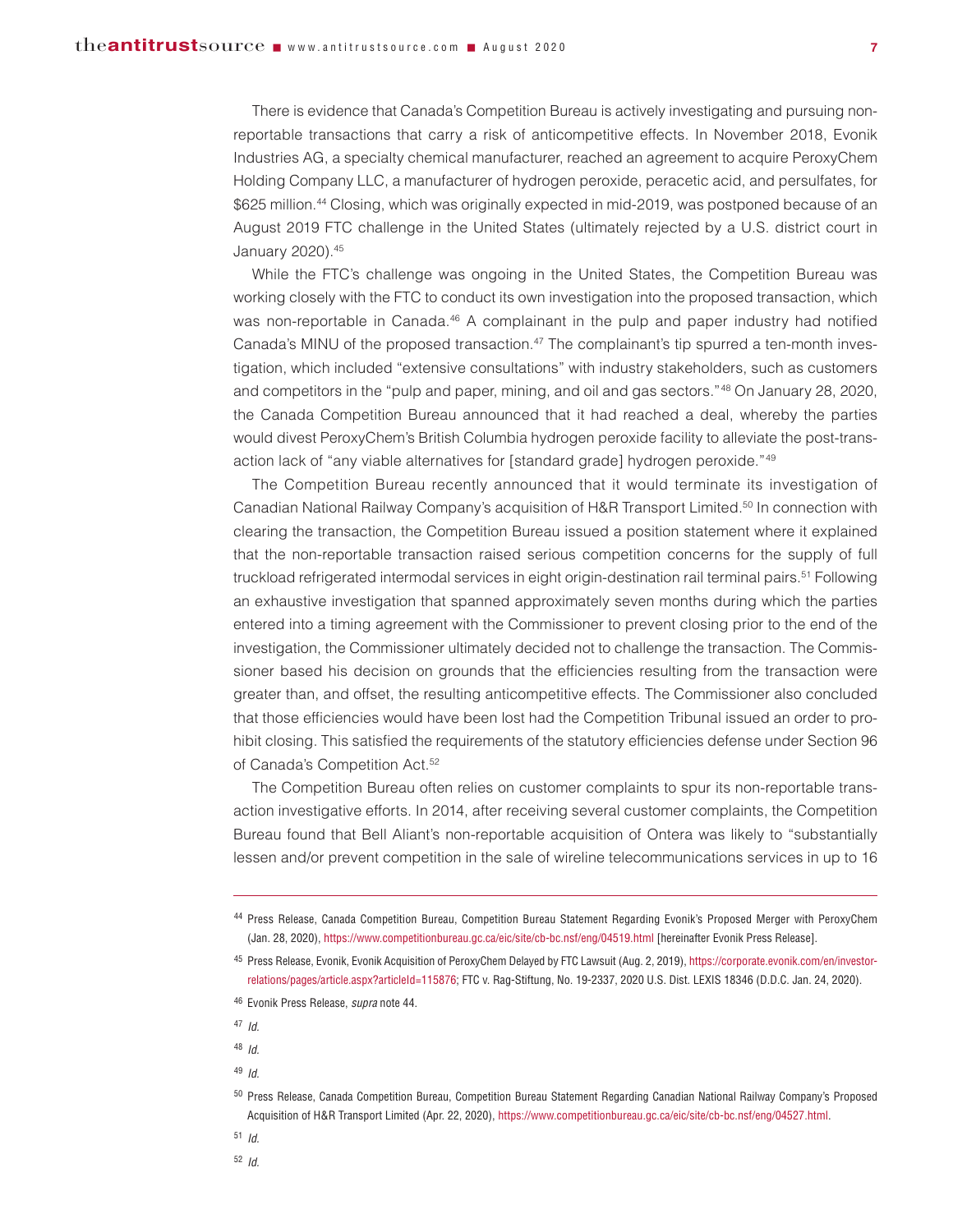There is evidence that Canada's Competition Bureau is actively investigating and pursuing non-reportable transactions that carry a risk of anticompetitive effects. In November 2018, Evonik Industries AG, a specialty chemical manufacturer, reached an agreement to acquire PeroxyChem Holding Company LLC, a manufacturer of hydrogen peroxide, peracetic acid, and persulfates, for $625 million.[44] Closing, which was originally expected in mid-2019, was postponed because of an August 2019 FTC challenge in the United States (ultimately rejected by a U.S. district court in January 2020).[45]

While the FTC's challenge was ongoing in the United States, the Competition Bureau was working closely with the FTC to conduct its own investigation into the proposed transaction, which was non-reportable in Canada.[46] A complainant in the pulp and paper industry had notified Canada's MINU of the proposed transaction.[47] The complainant's tip spurred a ten-month investigation, which included "extensive consultations" with industry stakeholders, such as customers and competitors in the "pulp and paper, mining, and oil and gas sectors."[48] On January 28, 2020, the Canada Competition Bureau announced that it had reached a deal, whereby the parties would divest PeroxyChem's British Columbia hydrogen peroxide facility to alleviate the post-transaction lack of "any viable alternatives for [standard grade] hydrogen peroxide."[49]

The Competition Bureau recently announced that it would terminate its investigation of Canadian National Railway Company's acquisition of H&R Transport Limited.[50] In connection with clearing the transaction, the Competition Bureau issued a position statement where it explained that the non-reportable transaction raised serious competition concerns for the supply of full truckload refrigerated intermodal services in eight origin-destination rail terminal pairs.[51] Following an exhaustive investigation that spanned approximately seven months during which the parties entered into a timing agreement with the Commissioner to prevent closing prior to the end of the investigation, the Commissioner ultimately decided not to challenge the transaction. The Commissioner based his decision on grounds that the efficiencies resulting from the transaction were greater than, and offset, the resulting anticompetitive effects. The Commissioner also concluded that those efficiencies would have been lost had the Competition Tribunal issued an order to prohibit closing. This satisfied the requirements of the statutory efficiencies defense under Section 96 of Canada's Competition Act.[52]

The Competition Bureau often relies on customer complaints to spur its non-reportable transaction investigative efforts. In 2014, after receiving several customer complaints, the Competition Bureau found that Bell Aliant's non-reportable acquisition of Ontera was likely to "substantially lessen and/or prevent competition in the sale of wireline telecommunications services in up to 16

---

[44] Press Release, Canada Competition Bureau, Competition Bureau Statement Regarding Evonik's Proposed Merger with PeroxyChem (Jan. 28, 2020), https://www.competitionbureau.gc.ca/eic/site/cb-bc.nsf/eng/04519.html [hereinafter Evonik Press Release].

[45] Press Release, Evonik, Evonik Acquisition of PeroxyChem Delayed by FTC Lawsuit (Aug. 2, 2019), https://corporate.evonik.com/en/investor-relations/pages/article.aspx?articleId=115876; FTC v. Rag-Stiftung, No. 19-2337, 2020 U.S. Dist. LEXIS 18346 (D.D.C. Jan. 24, 2020).

[46] Evonik Press Release, *supra* note 44.

[47] *Id.*

[48] *Id.*

[49] *Id.*

[50] Press Release, Canada Competition Bureau, Competition Bureau Statement Regarding Canadian National Railway Company's Proposed Acquisition of H&R Transport Limited (Apr. 22, 2020), https://www.competitionbureau.gc.ca/eic/site/cb-bc.nsf/eng/04527.html.

[51] *Id.*

[52] *Id.*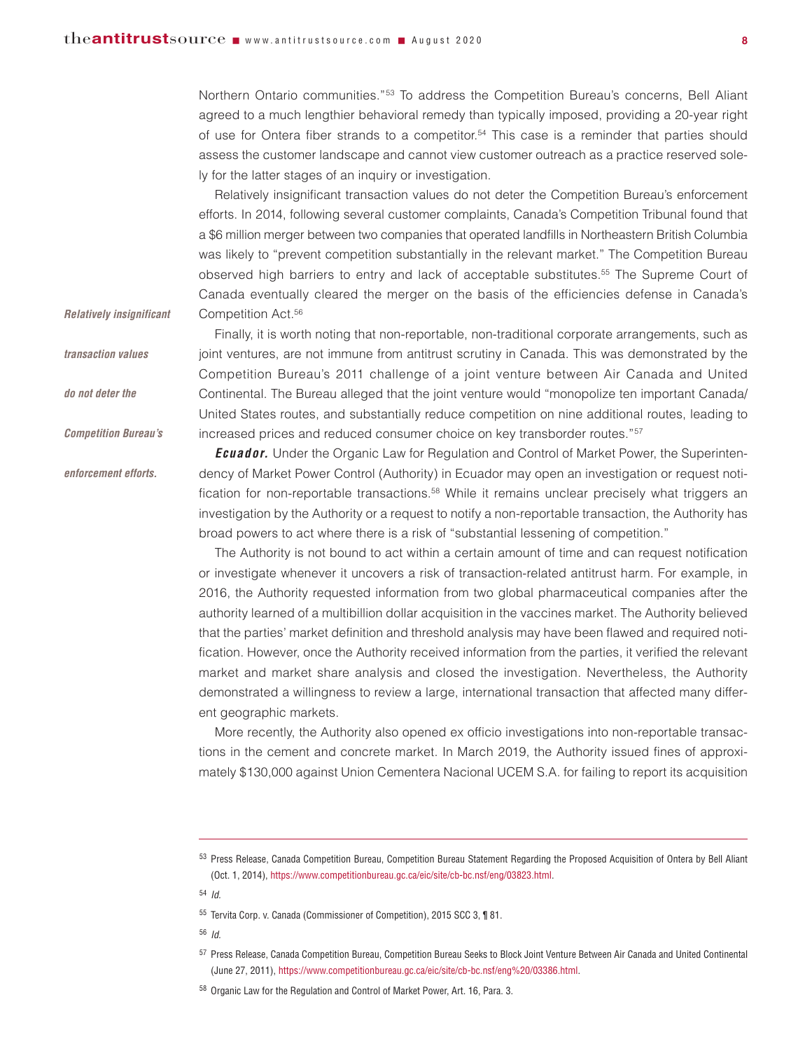Northern Ontario communities."[53] To address the Competition Bureau's concerns, Bell Aliant agreed to a much lengthier behavioral remedy than typically imposed, providing a 20-year right of use for Ontera fiber strands to a competitor.[54] This case is a reminder that parties should assess the customer landscape and cannot view customer outreach as a practice reserved solely for the latter stages of an inquiry or investigation.

Relatively insignificant transaction values do not deter the Competition Bureau's enforcement efforts. In 2014, following several customer complaints, Canada's Competition Tribunal found that a $6 million merger between two companies that operated landfills in Northeastern British Columbia was likely to "prevent competition substantially in the relevant market." The Competition Bureau observed high barriers to entry and lack of acceptable substitutes.[55] The Supreme Court of Canada eventually cleared the merger on the basis of the efficiencies defense in Canada's Competition Act.[56]

*Relatively insignificant transaction values do not deter the Competition Bureau's enforcement efforts.*

Finally, it is worth noting that non-reportable, non-traditional corporate arrangements, such as joint ventures, are not immune from antitrust scrutiny in Canada. This was demonstrated by the Competition Bureau's 2011 challenge of a joint venture between Air Canada and United Continental. The Bureau alleged that the joint venture would "monopolize ten important Canada/United States routes, and substantially reduce competition on nine additional routes, leading to increased prices and reduced consumer choice on key transborder routes."[57]

***Ecuador.*** Under the Organic Law for Regulation and Control of Market Power, the Superintendency of Market Power Control (Authority) in Ecuador may open an investigation or request notification for non-reportable transactions.[58] While it remains unclear precisely what triggers an investigation by the Authority or a request to notify a non-reportable transaction, the Authority has broad powers to act where there is a risk of "substantial lessening of competition."

The Authority is not bound to act within a certain amount of time and can request notification or investigate whenever it uncovers a risk of transaction-related antitrust harm. For example, in 2016, the Authority requested information from two global pharmaceutical companies after the authority learned of a multibillion dollar acquisition in the vaccines market. The Authority believed that the parties' market definition and threshold analysis may have been flawed and required notification. However, once the Authority received information from the parties, it verified the relevant market and market share analysis and closed the investigation. Nevertheless, the Authority demonstrated a willingness to review a large, international transaction that affected many different geographic markets.

More recently, the Authority also opened ex officio investigations into non-reportable transactions in the cement and concrete market. In March 2019, the Authority issued fines of approximately $130,000 against Union Cementera Nacional UCEM S.A. for failing to report its acquisition

---

[53] Press Release, Canada Competition Bureau, Competition Bureau Statement Regarding the Proposed Acquisition of Ontera by Bell Aliant (Oct. 1, 2014), https://www.competitionbureau.gc.ca/eic/site/cb-bc.nsf/eng/03823.html.

[54] *Id.*

[55] Tervita Corp. v. Canada (Commissioner of Competition), 2015 SCC 3, ¶ 81.

[56] *Id.*

[57] Press Release, Canada Competition Bureau, Competition Bureau Seeks to Block Joint Venture Between Air Canada and United Continental (June 27, 2011), https://www.competitionbureau.gc.ca/eic/site/cb-bc.nsf/eng%20/03386.html.

[58] Organic Law for the Regulation and Control of Market Power, Art. 16, Para. 3.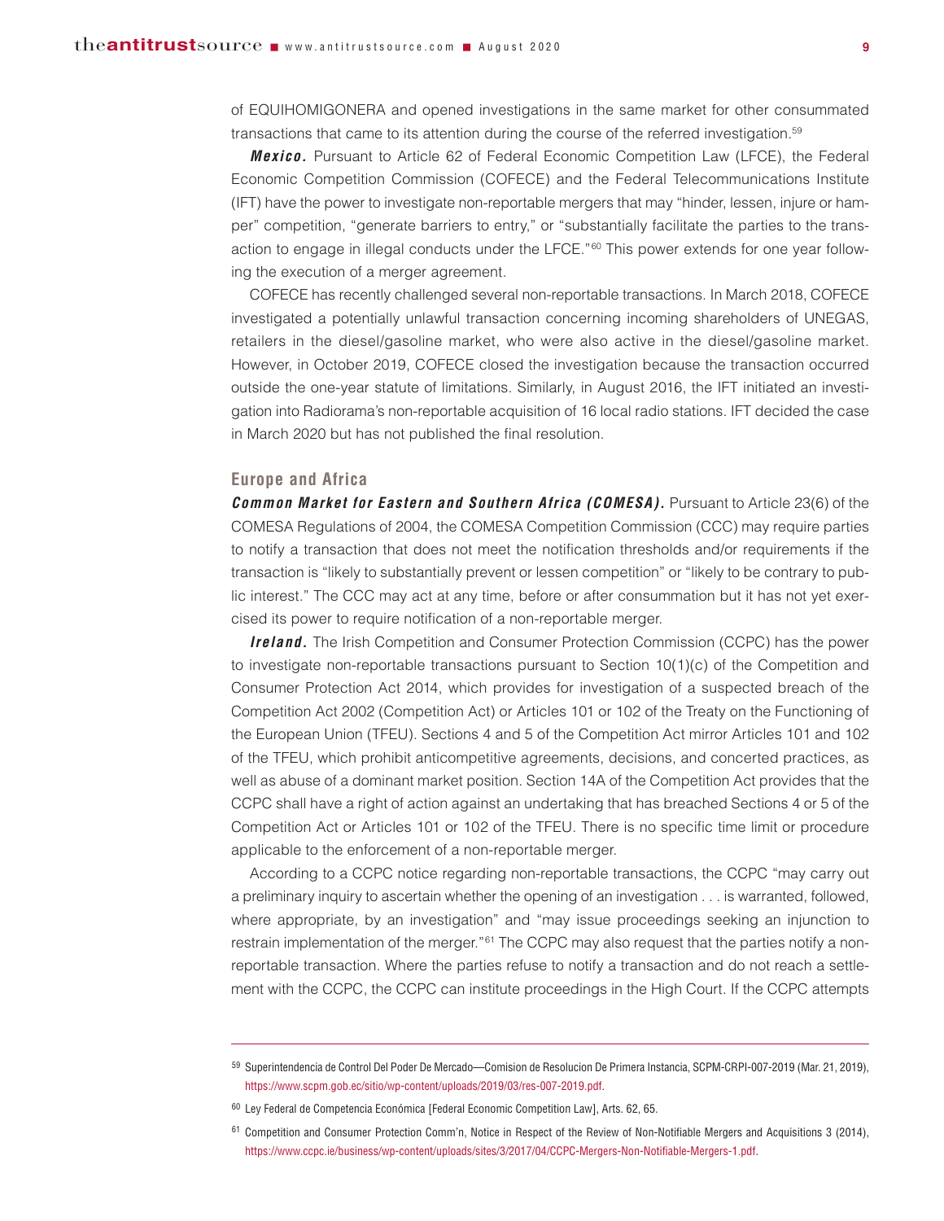of EQUIHOMIGONERA and opened investigations in the same market for other consummated transactions that came to its attention during the course of the referred investigation.[59]

***Mexico.*** Pursuant to Article 62 of Federal Economic Competition Law (LFCE), the Federal Economic Competition Commission (COFECE) and the Federal Telecommunications Institute (IFT) have the power to investigate non-reportable mergers that may "hinder, lessen, injure or hamper" competition, "generate barriers to entry," or "substantially facilitate the parties to the transaction to engage in illegal conducts under the LFCE."[60] This power extends for one year following the execution of a merger agreement.

COFECE has recently challenged several non-reportable transactions. In March 2018, COFECE investigated a potentially unlawful transaction concerning incoming shareholders of UNEGAS, retailers in the diesel/gasoline market, who were also active in the diesel/gasoline market. However, in October 2019, COFECE closed the investigation because the transaction occurred outside the one-year statute of limitations. Similarly, in August 2016, the IFT initiated an investigation into Radiorama's non-reportable acquisition of 16 local radio stations. IFT decided the case in March 2020 but has not published the final resolution.

### Europe and Africa

***Common Market for Eastern and Southern Africa (COMESA).*** Pursuant to Article 23(6) of the COMESA Regulations of 2004, the COMESA Competition Commission (CCC) may require parties to notify a transaction that does not meet the notification thresholds and/or requirements if the transaction is "likely to substantially prevent or lessen competition" or "likely to be contrary to public interest." The CCC may act at any time, before or after consummation but it has not yet exercised its power to require notification of a non-reportable merger.

***Ireland.*** The Irish Competition and Consumer Protection Commission (CCPC) has the power to investigate non-reportable transactions pursuant to Section 10(1)(c) of the Competition and Consumer Protection Act 2014, which provides for investigation of a suspected breach of the Competition Act 2002 (Competition Act) or Articles 101 or 102 of the Treaty on the Functioning of the European Union (TFEU). Sections 4 and 5 of the Competition Act mirror Articles 101 and 102 of the TFEU, which prohibit anticompetitive agreements, decisions, and concerted practices, as well as abuse of a dominant market position. Section 14A of the Competition Act provides that the CCPC shall have a right of action against an undertaking that has breached Sections 4 or 5 of the Competition Act or Articles 101 or 102 of the TFEU. There is no specific time limit or procedure applicable to the enforcement of a non-reportable merger.

According to a CCPC notice regarding non-reportable transactions, the CCPC "may carry out a preliminary inquiry to ascertain whether the opening of an investigation . . . is warranted, followed, where appropriate, by an investigation" and "may issue proceedings seeking an injunction to restrain implementation of the merger."[61] The CCPC may also request that the parties notify a non-reportable transaction. Where the parties refuse to notify a transaction and do not reach a settlement with the CCPC, the CCPC can institute proceedings in the High Court. If the CCPC attempts

---

[59] Superintendencia de Control Del Poder De Mercado—Comision de Resolucion De Primera Instancia, SCPM-CRPI-007-2019 (Mar. 21, 2019), https://www.scpm.gob.ec/sitio/wp-content/uploads/2019/03/res-007-2019.pdf.

[60] Ley Federal de Competencia Económica [Federal Economic Competition Law], Arts. 62, 65.

[61] Competition and Consumer Protection Comm'n, Notice in Respect of the Review of Non-Notifiable Mergers and Acquisitions 3 (2014), https://www.ccpc.ie/business/wp-content/uploads/sites/3/2017/04/CCPC-Mergers-Non-Notifiable-Mergers-1.pdf.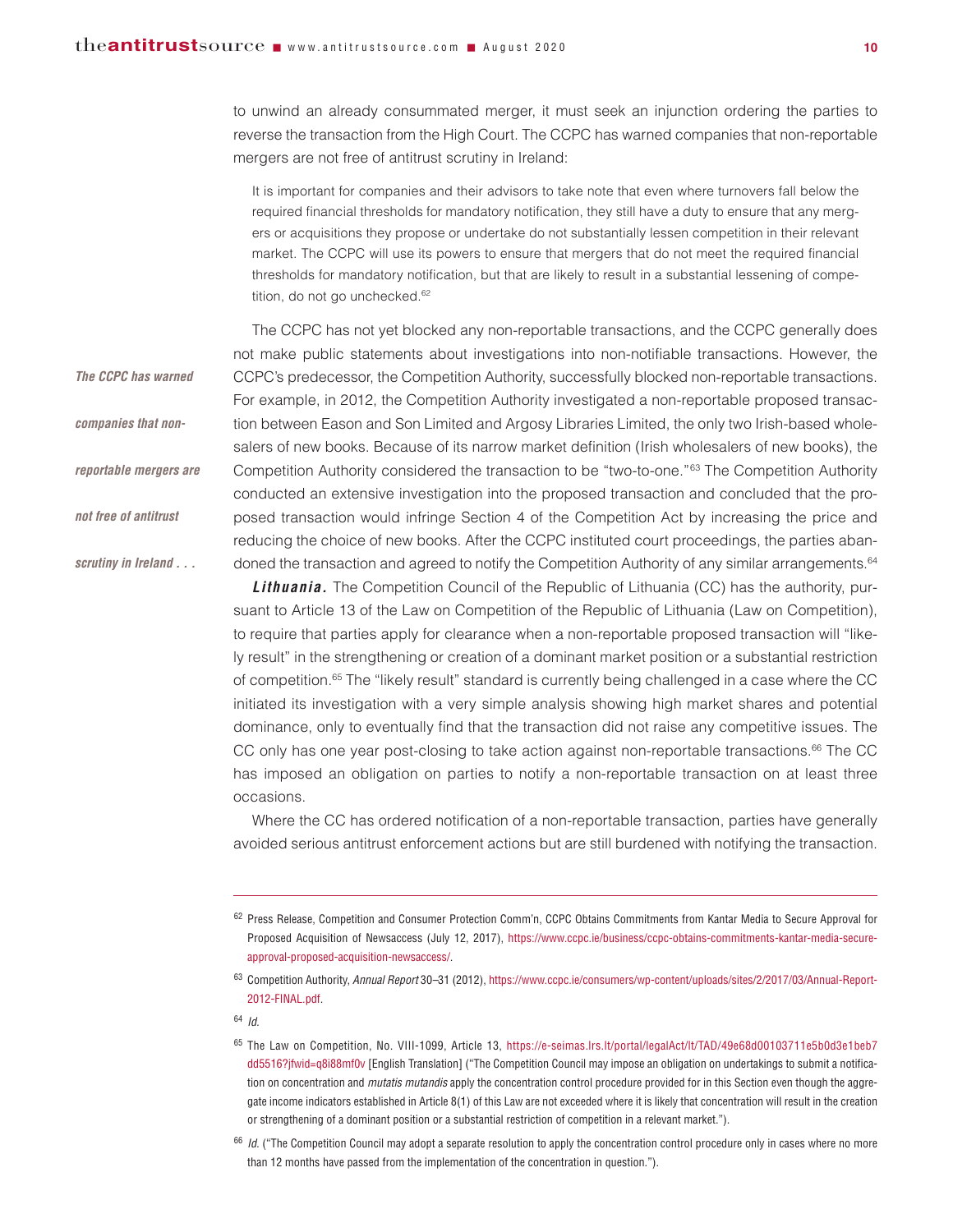to unwind an already consummated merger, it must seek an injunction ordering the parties to reverse the transaction from the High Court. The CCPC has warned companies that non-reportable mergers are not free of antitrust scrutiny in Ireland:

> It is important for companies and their advisors to take note that even where turnovers fall below the required financial thresholds for mandatory notification, they still have a duty to ensure that any mergers or acquisitions they propose or undertake do not substantially lessen competition in their relevant market. The CCPC will use its powers to ensure that mergers that do not meet the required financial thresholds for mandatory notification, but that are likely to result in a substantial lessening of competition, do not go unchecked.[62]

*The CCPC has warned companies that non-reportable mergers are not free of antitrust scrutiny in Ireland . . .*

The CCPC has not yet blocked any non-reportable transactions, and the CCPC generally does not make public statements about investigations into non-notifiable transactions. However, the CCPC's predecessor, the Competition Authority, successfully blocked non-reportable transactions. For example, in 2012, the Competition Authority investigated a non-reportable proposed transaction between Eason and Son Limited and Argosy Libraries Limited, the only two Irish-based wholesalers of new books. Because of its narrow market definition (Irish wholesalers of new books), the Competition Authority considered the transaction to be "two-to-one."[63] The Competition Authority conducted an extensive investigation into the proposed transaction and concluded that the proposed transaction would infringe Section 4 of the Competition Act by increasing the price and reducing the choice of new books. After the CCPC instituted court proceedings, the parties abandoned the transaction and agreed to notify the Competition Authority of any similar arrangements.[64]

***Lithuania.*** The Competition Council of the Republic of Lithuania (CC) has the authority, pursuant to Article 13 of the Law on Competition of the Republic of Lithuania (Law on Competition), to require that parties apply for clearance when a non-reportable proposed transaction will "likely result" in the strengthening or creation of a dominant market position or a substantial restriction of competition.[65] The "likely result" standard is currently being challenged in a case where the CC initiated its investigation with a very simple analysis showing high market shares and potential dominance, only to eventually find that the transaction did not raise any competitive issues. The CC only has one year post-closing to take action against non-reportable transactions.[66] The CC has imposed an obligation on parties to notify a non-reportable transaction on at least three occasions.

Where the CC has ordered notification of a non-reportable transaction, parties have generally avoided serious antitrust enforcement actions but are still burdened with notifying the transaction.

---

[62] Press Release, Competition and Consumer Protection Comm'n, CCPC Obtains Commitments from Kantar Media to Secure Approval for Proposed Acquisition of Newsaccess (July 12, 2017), https://www.ccpc.ie/business/ccpc-obtains-commitments-kantar-media-secure-approval-proposed-acquisition-newsaccess/.

[63] Competition Authority, *Annual Report* 30–31 (2012), https://www.ccpc.ie/consumers/wp-content/uploads/sites/2/2017/03/Annual-Report-2012-FINAL.pdf.

[64] *Id.*

[65] The Law on Competition, No. VIII-1099, Article 13, https://e-seimas.lrs.lt/portal/legalAct/lt/TAD/49e68d00103711e5b0d3e1beb7dd5516?jfwid=q8i88mf0v [English Translation] ("The Competition Council may impose an obligation on undertakings to submit a notification on concentration and *mutatis mutandis* apply the concentration control procedure provided for in this Section even though the aggregate income indicators established in Article 8(1) of this Law are not exceeded where it is likely that concentration will result in the creation or strengthening of a dominant position or a substantial restriction of competition in a relevant market.").

[66] *Id.* ("The Competition Council may adopt a separate resolution to apply the concentration control procedure only in cases where no more than 12 months have passed from the implementation of the concentration in question.").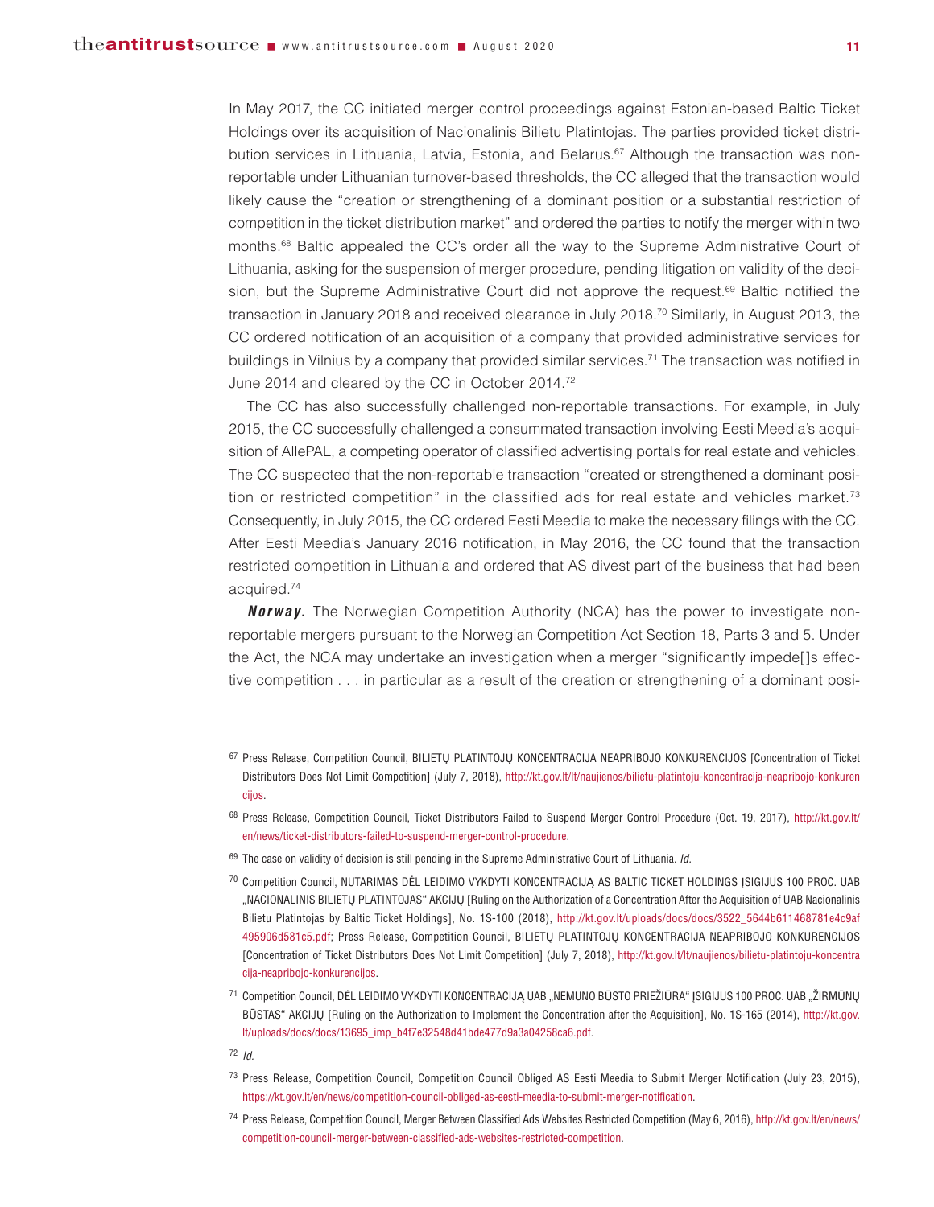In May 2017, the CC initiated merger control proceedings against Estonian-based Baltic Ticket Holdings over its acquisition of Nacionalinis Bilietu Platintojas. The parties provided ticket distribution services in Lithuania, Latvia, Estonia, and Belarus.[67] Although the transaction was non-reportable under Lithuanian turnover-based thresholds, the CC alleged that the transaction would likely cause the "creation or strengthening of a dominant position or a substantial restriction of competition in the ticket distribution market" and ordered the parties to notify the merger within two months.[68] Baltic appealed the CC's order all the way to the Supreme Administrative Court of Lithuania, asking for the suspension of merger procedure, pending litigation on validity of the decision, but the Supreme Administrative Court did not approve the request.[69] Baltic notified the transaction in January 2018 and received clearance in July 2018.[70] Similarly, in August 2013, the CC ordered notification of an acquisition of a company that provided administrative services for buildings in Vilnius by a company that provided similar services.[71] The transaction was notified in June 2014 and cleared by the CC in October 2014.[72]

The CC has also successfully challenged non-reportable transactions. For example, in July 2015, the CC successfully challenged a consummated transaction involving Eesti Meedia's acquisition of AllePAL, a competing operator of classified advertising portals for real estate and vehicles. The CC suspected that the non-reportable transaction "created or strengthened a dominant position or restricted competition" in the classified ads for real estate and vehicles market.[73] Consequently, in July 2015, the CC ordered Eesti Meedia to make the necessary filings with the CC. After Eesti Meedia's January 2016 notification, in May 2016, the CC found that the transaction restricted competition in Lithuania and ordered that AS divest part of the business that had been acquired.[74]

***Norway.*** The Norwegian Competition Authority (NCA) has the power to investigate non-reportable mergers pursuant to the Norwegian Competition Act Section 18, Parts 3 and 5. Under the Act, the NCA may undertake an investigation when a merger "significantly impede[]s effective competition . . . in particular as a result of the creation or strengthening of a dominant posi-

---

[67] Press Release, Competition Council, BILIETŲ PLATINTOJŲ KONCENTRACIJA NEAPRIBOJO KONKURENCIJOS [Concentration of Ticket Distributors Does Not Limit Competition] (July 7, 2018), http://kt.gov.lt/lt/naujienos/bilietu-platintoju-koncentracija-neapribojo-konkurencijos.

[68] Press Release, Competition Council, Ticket Distributors Failed to Suspend Merger Control Procedure (Oct. 19, 2017), http://kt.gov.lt/en/news/ticket-distributors-failed-to-suspend-merger-control-procedure.

[69] The case on validity of decision is still pending in the Supreme Administrative Court of Lithuania. *Id.*

[70] Competition Council, NUTARIMAS DĖL LEIDIMO VYKDYTI KONCENTRACIJĄ AS BALTIC TICKET HOLDINGS ĮSIGIJUS 100 PROC. UAB „NACIONALINIS BILIETŲ PLATINTOJAS" AKCIJŲ [Ruling on the Authorization of a Concentration After the Acquisition of UAB Nacionalinis Bilietu Platintojas by Baltic Ticket Holdings], No. 1S-100 (2018), http://kt.gov.lt/uploads/docs/docs/3522_5644b611468781e4c9af495906d581c5.pdf; Press Release, Competition Council, BILIETŲ PLATINTOJŲ KONCENTRACIJA NEAPRIBOJO KONKURENCIJOS [Concentration of Ticket Distributors Does Not Limit Competition] (July 7, 2018), http://kt.gov.lt/lt/naujienos/bilietu-platintoju-koncentracija-neapribojo-konkurencijos.

[71] Competition Council, DĖL LEIDIMO VYKDYTI KONCENTRACIJĄ UAB „NEMUNO BŪSTO PRIEŽIŪRA" ĮSIGIJUS 100 PROC. UAB „ŽIRMŪNŲ BŪSTAS" AKCIJŲ [Ruling on the Authorization to Implement the Concentration after the Acquisition], No. 1S-165 (2014), http://kt.gov.lt/uploads/docs/docs/13695_imp_b4f7e32548d41bde477d9a3a04258ca6.pdf.

[72] *Id.*

[73] Press Release, Competition Council, Competition Council Obliged AS Eesti Meedia to Submit Merger Notification (July 23, 2015), https://kt.gov.lt/en/news/competition-council-obliged-as-eesti-meedia-to-submit-merger-notification.

[74] Press Release, Competition Council, Merger Between Classified Ads Websites Restricted Competition (May 6, 2016), http://kt.gov.lt/en/news/competition-council-merger-between-classified-ads-websites-restricted-competition.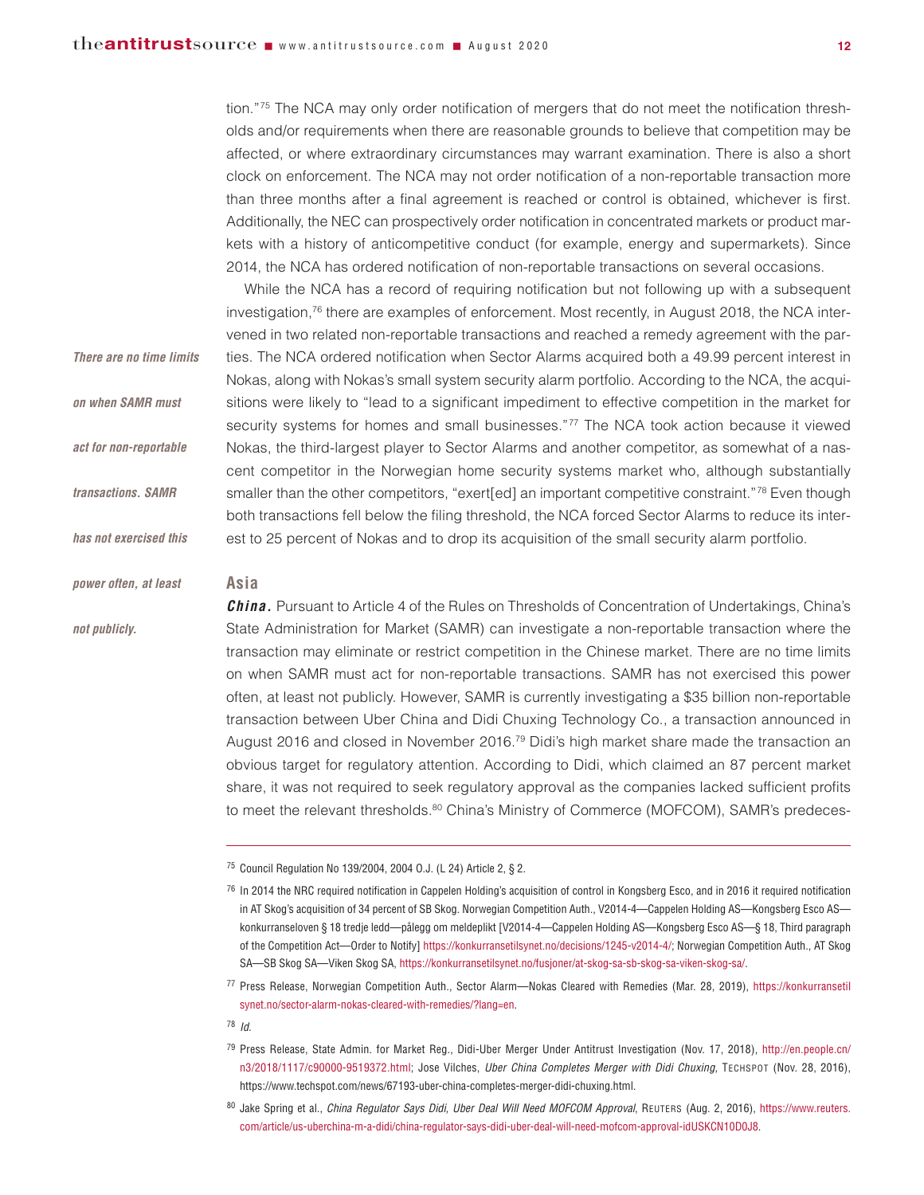tion."[75] The NCA may only order notification of mergers that do not meet the notification thresholds and/or requirements when there are reasonable grounds to believe that competition may be affected, or where extraordinary circumstances may warrant examination. There is also a short clock on enforcement. The NCA may not order notification of a non-reportable transaction more than three months after a final agreement is reached or control is obtained, whichever is first. Additionally, the NEC can prospectively order notification in concentrated markets or product markets with a history of anticompetitive conduct (for example, energy and supermarkets). Since 2014, the NCA has ordered notification of non-reportable transactions on several occasions.

While the NCA has a record of requiring notification but not following up with a subsequent investigation,[76] there are examples of enforcement. Most recently, in August 2018, the NCA intervened in two related non-reportable transactions and reached a remedy agreement with the parties. The NCA ordered notification when Sector Alarms acquired both a 49.99 percent interest in Nokas, along with Nokas's small system security alarm portfolio. According to the NCA, the acquisitions were likely to "lead to a significant impediment to effective competition in the market for security systems for homes and small businesses."[77] The NCA took action because it viewed Nokas, the third-largest player to Sector Alarms and another competitor, as somewhat of a nascent competitor in the Norwegian home security systems market who, although substantially smaller than the other competitors, "exert[ed] an important competitive constraint."[78] Even though both transactions fell below the filing threshold, the NCA forced Sector Alarms to reduce its interest to 25 percent of Nokas and to drop its acquisition of the small security alarm portfolio.

*There are no time limits on when SAMR must act for non-reportable transactions. SAMR has not exercised this power often, at least not publicly.*

## Asia

***China.*** Pursuant to Article 4 of the Rules on Thresholds of Concentration of Undertakings, China's State Administration for Market (SAMR) can investigate a non-reportable transaction where the transaction may eliminate or restrict competition in the Chinese market. There are no time limits on when SAMR must act for non-reportable transactions. SAMR has not exercised this power often, at least not publicly. However, SAMR is currently investigating a $35 billion non-reportable transaction between Uber China and Didi Chuxing Technology Co., a transaction announced in August 2016 and closed in November 2016.[79] Didi's high market share made the transaction an obvious target for regulatory attention. According to Didi, which claimed an 87 percent market share, it was not required to seek regulatory approval as the companies lacked sufficient profits to meet the relevant thresholds.[80] China's Ministry of Commerce (MOFCOM), SAMR's predeces-

---

[75] Council Regulation No 139/2004, 2004 O.J. (L 24) Article 2, § 2.

[76] In 2014 the NRC required notification in Cappelen Holding's acquisition of control in Kongsberg Esco, and in 2016 it required notification in AT Skog's acquisition of 34 percent of SB Skog. Norwegian Competition Auth., V2014-4—Cappelen Holding AS—Kongsberg Esco AS—konkurranseloven § 18 tredje ledd—pålegg om meldeplikt [V2014-4—Cappelen Holding AS—Kongsberg Esco AS—§ 18, Third paragraph of the Competition Act—Order to Notify] https://konkurransetilsynet.no/decisions/1245-v2014-4/; Norwegian Competition Auth., AT Skog SA—SB Skog SA—Viken Skog SA, https://konkurransetilsynet.no/fusjoner/at-skog-sa-sb-skog-sa-viken-skog-sa/.

[77] Press Release, Norwegian Competition Auth., Sector Alarm—Nokas Cleared with Remedies (Mar. 28, 2019), https://konkurransetilsynet.no/sector-alarm-nokas-cleared-with-remedies/?lang=en.

[78] *Id.*

[79] Press Release, State Admin. for Market Reg., Didi-Uber Merger Under Antitrust Investigation (Nov. 17, 2018), http://en.people.cn/n3/2018/1117/c90000-9519372.html; Jose Vilches, *Uber China Completes Merger with Didi Chuxing*, TECHSPOT (Nov. 28, 2016), https://www.techspot.com/news/67193-uber-china-completes-merger-didi-chuxing.html.

[80] Jake Spring et al., *China Regulator Says Didi, Uber Deal Will Need MOFCOM Approval*, REUTERS (Aug. 2, 2016), https://www.reuters.com/article/us-uberchina-m-a-didi/china-regulator-says-didi-uber-deal-will-need-mofcom-approval-idUSKCN10D0J8.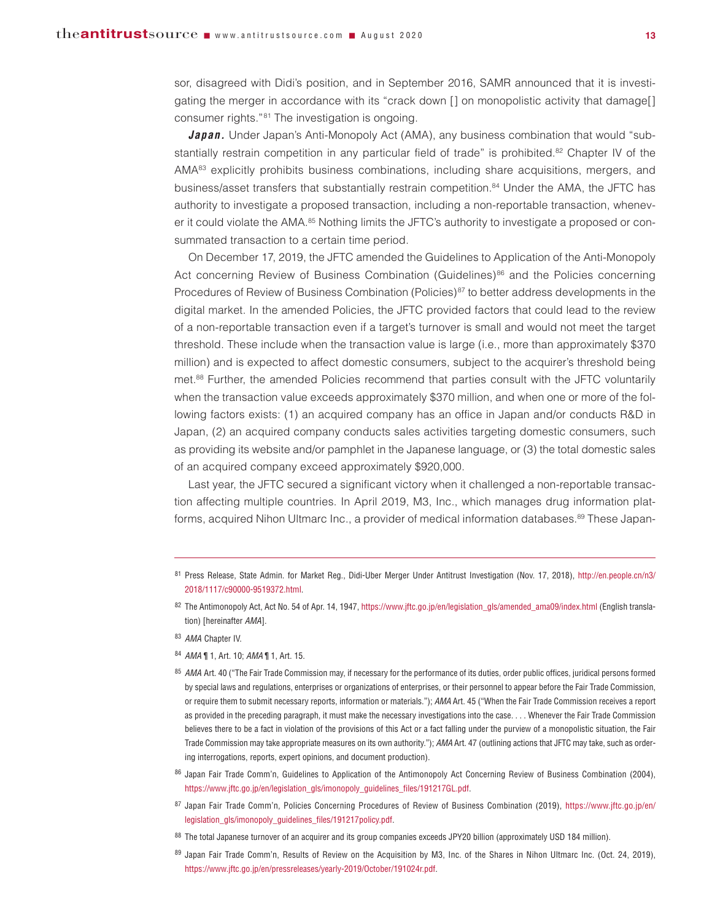sor, disagreed with Didi's position, and in September 2016, SAMR announced that it is investigating the merger in accordance with its "crack down [] on monopolistic activity that damage[] consumer rights."[81] The investigation is ongoing.

***Japan.*** Under Japan's Anti-Monopoly Act (AMA), any business combination that would "substantially restrain competition in any particular field of trade" is prohibited.[82] Chapter IV of the AMA[83] explicitly prohibits business combinations, including share acquisitions, mergers, and business/asset transfers that substantially restrain competition.[84] Under the AMA, the JFTC has authority to investigate a proposed transaction, including a non-reportable transaction, whenever it could violate the AMA.[85] Nothing limits the JFTC's authority to investigate a proposed or consummated transaction to a certain time period.

On December 17, 2019, the JFTC amended the Guidelines to Application of the Anti-Monopoly Act concerning Review of Business Combination (Guidelines)[86] and the Policies concerning Procedures of Review of Business Combination (Policies)[87] to better address developments in the digital market. In the amended Policies, the JFTC provided factors that could lead to the review of a non-reportable transaction even if a target's turnover is small and would not meet the target threshold. These include when the transaction value is large (i.e., more than approximately $370 million) and is expected to affect domestic consumers, subject to the acquirer's threshold being met.[88] Further, the amended Policies recommend that parties consult with the JFTC voluntarily when the transaction value exceeds approximately $370 million, and when one or more of the following factors exists: (1) an acquired company has an office in Japan and/or conducts R&D in Japan, (2) an acquired company conducts sales activities targeting domestic consumers, such as providing its website and/or pamphlet in the Japanese language, or (3) the total domestic sales of an acquired company exceed approximately $920,000.

Last year, the JFTC secured a significant victory when it challenged a non-reportable transaction affecting multiple countries. In April 2019, M3, Inc., which manages drug information platforms, acquired Nihon Ultmarc Inc., a provider of medical information databases.[89] These Japan-

---

81 Press Release, State Admin. for Market Reg., Didi-Uber Merger Under Antitrust Investigation (Nov. 17, 2018), http://en.people.cn/n3/2018/1117/c90000-9519372.html.

82 The Antimonopoly Act, Act No. 54 of Apr. 14, 1947, https://www.jftc.go.jp/en/legislation_gls/amended_ama09/index.html (English translation) [hereinafter *AMA*].

83 *AMA* Chapter IV.

84 *AMA* ¶ 1, Art. 10; *AMA* ¶ 1, Art. 15.

85 *AMA* Art. 40 ("The Fair Trade Commission may, if necessary for the performance of its duties, order public offices, juridical persons formed by special laws and regulations, enterprises or organizations of enterprises, or their personnel to appear before the Fair Trade Commission, or require them to submit necessary reports, information or materials."); *AMA* Art. 45 ("When the Fair Trade Commission receives a report as provided in the preceding paragraph, it must make the necessary investigations into the case. . . . Whenever the Fair Trade Commission believes there to be a fact in violation of the provisions of this Act or a fact falling under the purview of a monopolistic situation, the Fair Trade Commission may take appropriate measures on its own authority."); *AMA* Art. 47 (outlining actions that JFTC may take, such as ordering interrogations, reports, expert opinions, and document production).

86 Japan Fair Trade Comm'n, Guidelines to Application of the Antimonopoly Act Concerning Review of Business Combination (2004), https://www.jftc.go.jp/en/legislation_gls/imonopoly_guidelines_files/191217GL.pdf.

87 Japan Fair Trade Comm'n, Policies Concerning Procedures of Review of Business Combination (2019), https://www.jftc.go.jp/en/legislation_gls/imonopoly_guidelines_files/191217policy.pdf.

88 The total Japanese turnover of an acquirer and its group companies exceeds JPY20 billion (approximately USD 184 million).

89 Japan Fair Trade Comm'n, Results of Review on the Acquisition by M3, Inc. of the Shares in Nihon Ultmarc Inc. (Oct. 24, 2019), https://www.jftc.go.jp/en/pressreleases/yearly-2019/October/191024r.pdf.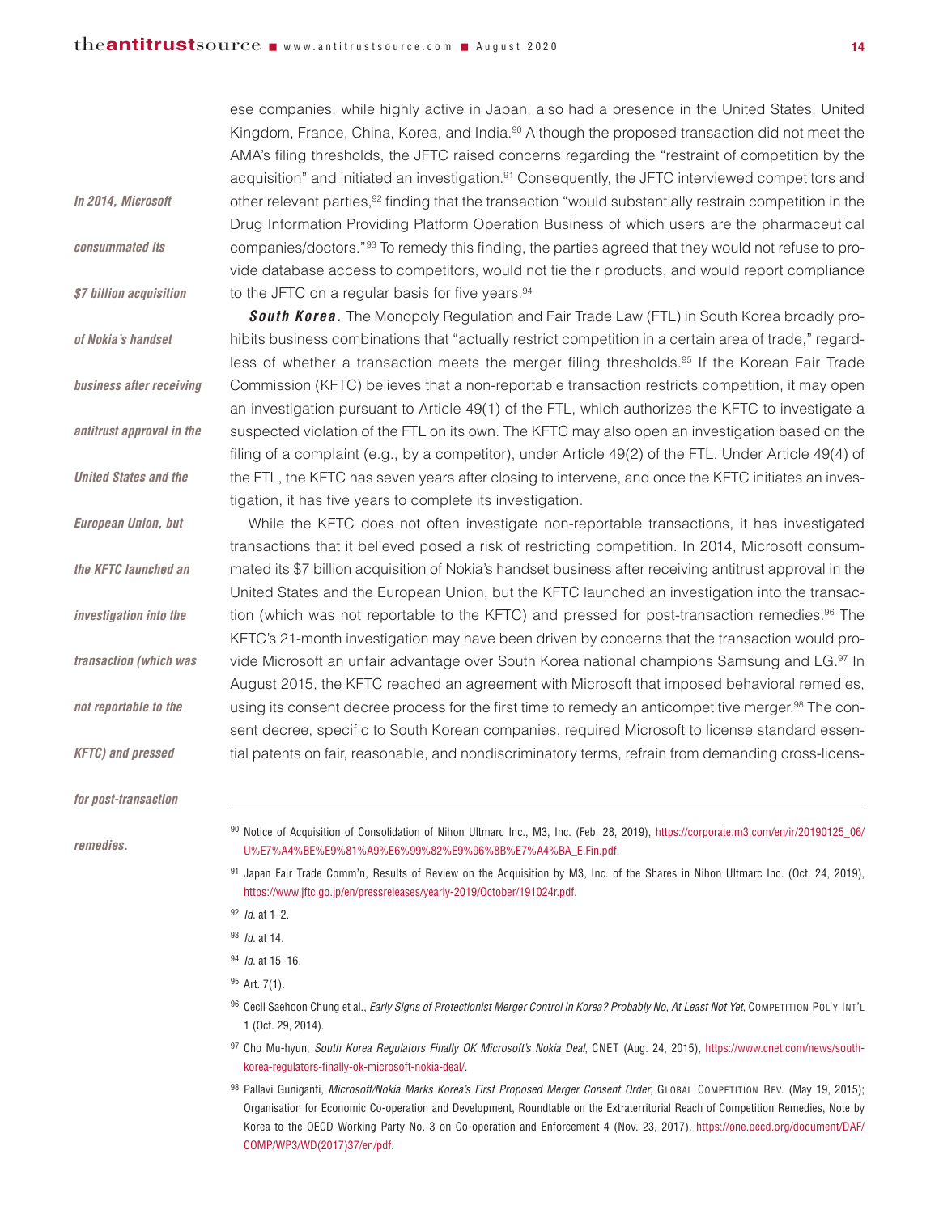ese companies, while highly active in Japan, also had a presence in the United States, United Kingdom, France, China, Korea, and India.[90] Although the proposed transaction did not meet the AMA's filing thresholds, the JFTC raised concerns regarding the "restraint of competition by the acquisition" and initiated an investigation.[91] Consequently, the JFTC interviewed competitors and other relevant parties,[92] finding that the transaction "would substantially restrain competition in the Drug Information Providing Platform Operation Business of which users are the pharmaceutical companies/doctors."[93] To remedy this finding, the parties agreed that they would not refuse to provide database access to competitors, would not tie their products, and would report compliance to the JFTC on a regular basis for five years.[94]

*In 2014, Microsoft consummated its $7 billion acquisition of Nokia's handset business after receiving antitrust approval in the United States and the European Union, but the KFTC launched an investigation into the transaction (which was not reportable to the KFTC) and pressed for post-transaction remedies.*

***South Korea.*** The Monopoly Regulation and Fair Trade Law (FTL) in South Korea broadly prohibits business combinations that "actually restrict competition in a certain area of trade," regardless of whether a transaction meets the merger filing thresholds.[95] If the Korean Fair Trade Commission (KFTC) believes that a non-reportable transaction restricts competition, it may open an investigation pursuant to Article 49(1) of the FTL, which authorizes the KFTC to investigate a suspected violation of the FTL on its own. The KFTC may also open an investigation based on the filing of a complaint (e.g., by a competitor), under Article 49(2) of the FTL. Under Article 49(4) of the FTL, the KFTC has seven years after closing to intervene, and once the KFTC initiates an investigation, it has five years to complete its investigation.

While the KFTC does not often investigate non-reportable transactions, it has investigated transactions that it believed posed a risk of restricting competition. In 2014, Microsoft consummated its $7 billion acquisition of Nokia's handset business after receiving antitrust approval in the United States and the European Union, but the KFTC launched an investigation into the transaction (which was not reportable to the KFTC) and pressed for post-transaction remedies.[96] The KFTC's 21-month investigation may have been driven by concerns that the transaction would provide Microsoft an unfair advantage over South Korea national champions Samsung and LG.[97] In August 2015, the KFTC reached an agreement with Microsoft that imposed behavioral remedies, using its consent decree process for the first time to remedy an anticompetitive merger.[98] The consent decree, specific to South Korean companies, required Microsoft to license standard essential patents on fair, reasonable, and nondiscriminatory terms, refrain from demanding cross-licens-

---

[90] Notice of Acquisition of Consolidation of Nihon Ultmarc Inc., M3, Inc. (Feb. 28, 2019), https://corporate.m3.com/en/ir/20190125_06/U%E7%A4%BE%E9%81%A9%E6%99%82%E9%96%8B%E7%A4%BA_E.Fin.pdf.

[91] Japan Fair Trade Comm'n, Results of Review on the Acquisition by M3, Inc. of the Shares in Nihon Ultmarc Inc. (Oct. 24, 2019), https://www.jftc.go.jp/en/pressreleases/yearly-2019/October/191024r.pdf.

[92] *Id.* at 1–2.

[93] *Id.* at 14.

[94] *Id.* at 15–16.

[95] Art. 7(1).

[96] Cecil Saehoon Chung et al., *Early Signs of Protectionist Merger Control in Korea? Probably No, At Least Not Yet*, Competition Pol'y Int'l 1 (Oct. 29, 2014).

[97] Cho Mu-hyun, *South Korea Regulators Finally OK Microsoft's Nokia Deal*, CNET (Aug. 24, 2015), https://www.cnet.com/news/south-korea-regulators-finally-ok-microsoft-nokia-deal/.

[98] Pallavi Guniganti, *Microsoft/Nokia Marks Korea's First Proposed Merger Consent Order*, Global Competition Rev. (May 19, 2015); Organisation for Economic Co-operation and Development, Roundtable on the Extraterritorial Reach of Competition Remedies, Note by Korea to the OECD Working Party No. 3 on Co-operation and Enforcement 4 (Nov. 23, 2017), https://one.oecd.org/document/DAF/COMP/WP3/WD(2017)37/en/pdf.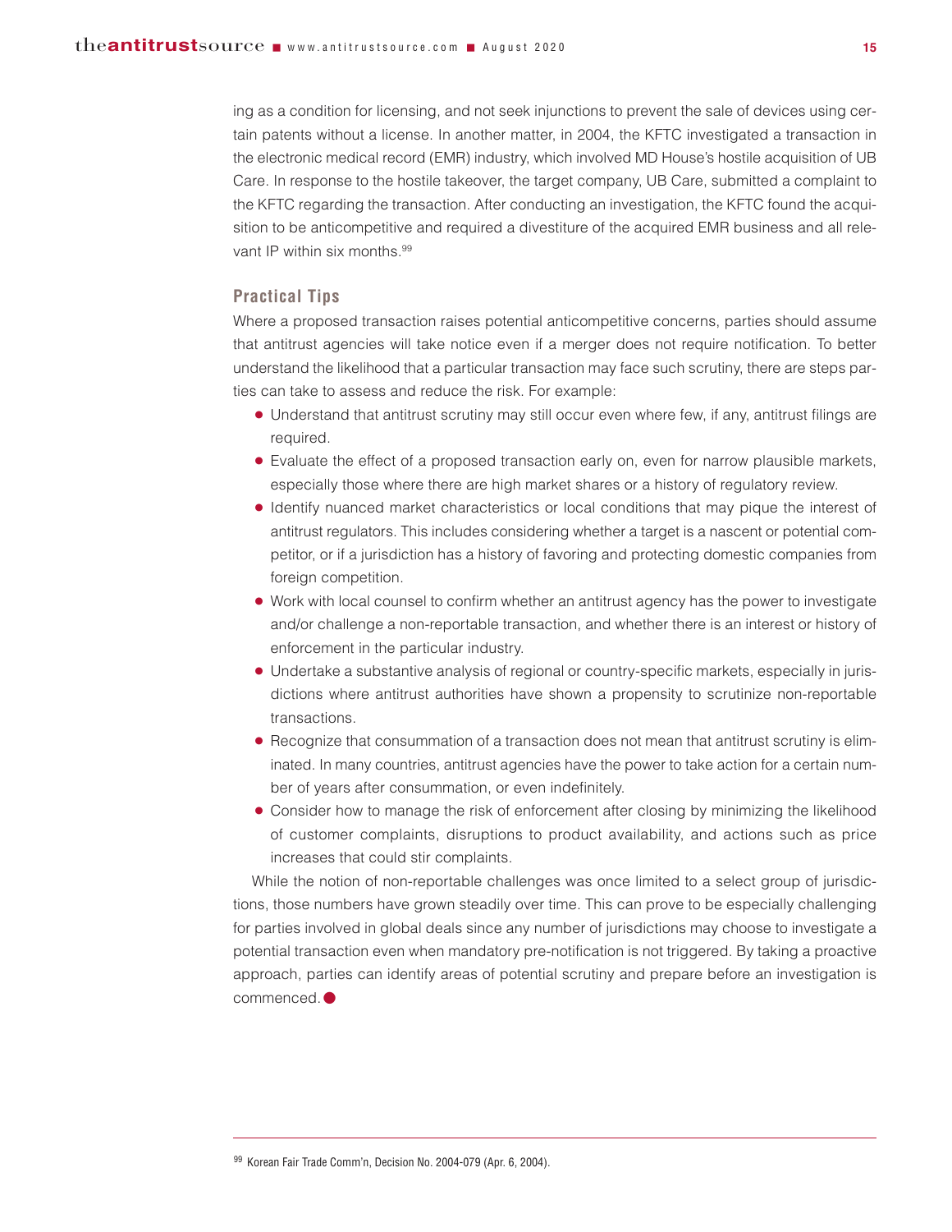ing as a condition for licensing, and not seek injunctions to prevent the sale of devices using certain patents without a license. In another matter, in 2004, the KFTC investigated a transaction in the electronic medical record (EMR) industry, which involved MD House's hostile acquisition of UB Care. In response to the hostile takeover, the target company, UB Care, submitted a complaint to the KFTC regarding the transaction. After conducting an investigation, the KFTC found the acquisition to be anticompetitive and required a divestiture of the acquired EMR business and all relevant IP within six months.[99]

### Practical Tips

Where a proposed transaction raises potential anticompetitive concerns, parties should assume that antitrust agencies will take notice even if a merger does not require notification. To better understand the likelihood that a particular transaction may face such scrutiny, there are steps parties can take to assess and reduce the risk. For example:

- Understand that antitrust scrutiny may still occur even where few, if any, antitrust filings are required.
- Evaluate the effect of a proposed transaction early on, even for narrow plausible markets, especially those where there are high market shares or a history of regulatory review.
- Identify nuanced market characteristics or local conditions that may pique the interest of antitrust regulators. This includes considering whether a target is a nascent or potential competitor, or if a jurisdiction has a history of favoring and protecting domestic companies from foreign competition.
- Work with local counsel to confirm whether an antitrust agency has the power to investigate and/or challenge a non-reportable transaction, and whether there is an interest or history of enforcement in the particular industry.
- Undertake a substantive analysis of regional or country-specific markets, especially in jurisdictions where antitrust authorities have shown a propensity to scrutinize non-reportable transactions.
- Recognize that consummation of a transaction does not mean that antitrust scrutiny is eliminated. In many countries, antitrust agencies have the power to take action for a certain number of years after consummation, or even indefinitely.
- Consider how to manage the risk of enforcement after closing by minimizing the likelihood of customer complaints, disruptions to product availability, and actions such as price increases that could stir complaints.

While the notion of non-reportable challenges was once limited to a select group of jurisdictions, those numbers have grown steadily over time. This can prove to be especially challenging for parties involved in global deals since any number of jurisdictions may choose to investigate a potential transaction even when mandatory pre-notification is not triggered. By taking a proactive approach, parties can identify areas of potential scrutiny and prepare before an investigation is commenced. ●

---

[99] Korean Fair Trade Comm'n, Decision No. 2004-079 (Apr. 6, 2004).